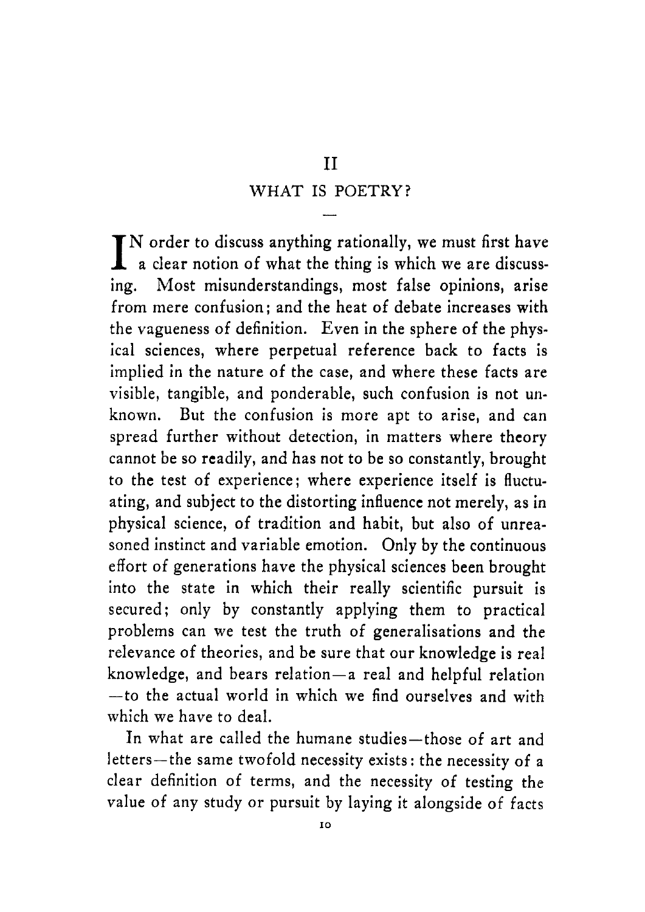# II

## WHAT IS POETRY?

IN order to discuss anything rationally, we must first have a clear notion of what the thing is which we are discussing. Most misunderstandings, most false opinions, arise from mere confusion; and the heat of debate increases with the vagueness of definition. Even in the sphere of the physical sciences, where perpetual reference back to facts is implied in the nature of the case, and where these facts are visible, tangible, and ponderable, such confusion is not unknown. But the confusion is more apt to arise, and can spread further without detection, in matters where theory cannot be so readily, and has not to be so constantly, brought to the test of experience; where experience itself is fluctuating, and subject to the distorting influence not merely, as in physical science, of tradition and habit, but also of unreasoned instinct and variable emotion. Only by the continuous effort of generations have the physical sciences been brought into the state in which their really scientific pursuit is secured; only by constantly applying them to practical problems can we test the truth of generalisations and the relevance of theories, and be sure that our knowledge is real knowledge, and bears relation—a real and helpful relation—to the actual world in which we find ourselves and with which we have to deal.

In what are called the humane studies—those of art and letters—the same twofold necessity exists: the necessity of a clear definition of terms, and the necessity of testing the value of any study or pursuit by laying it alongside of facts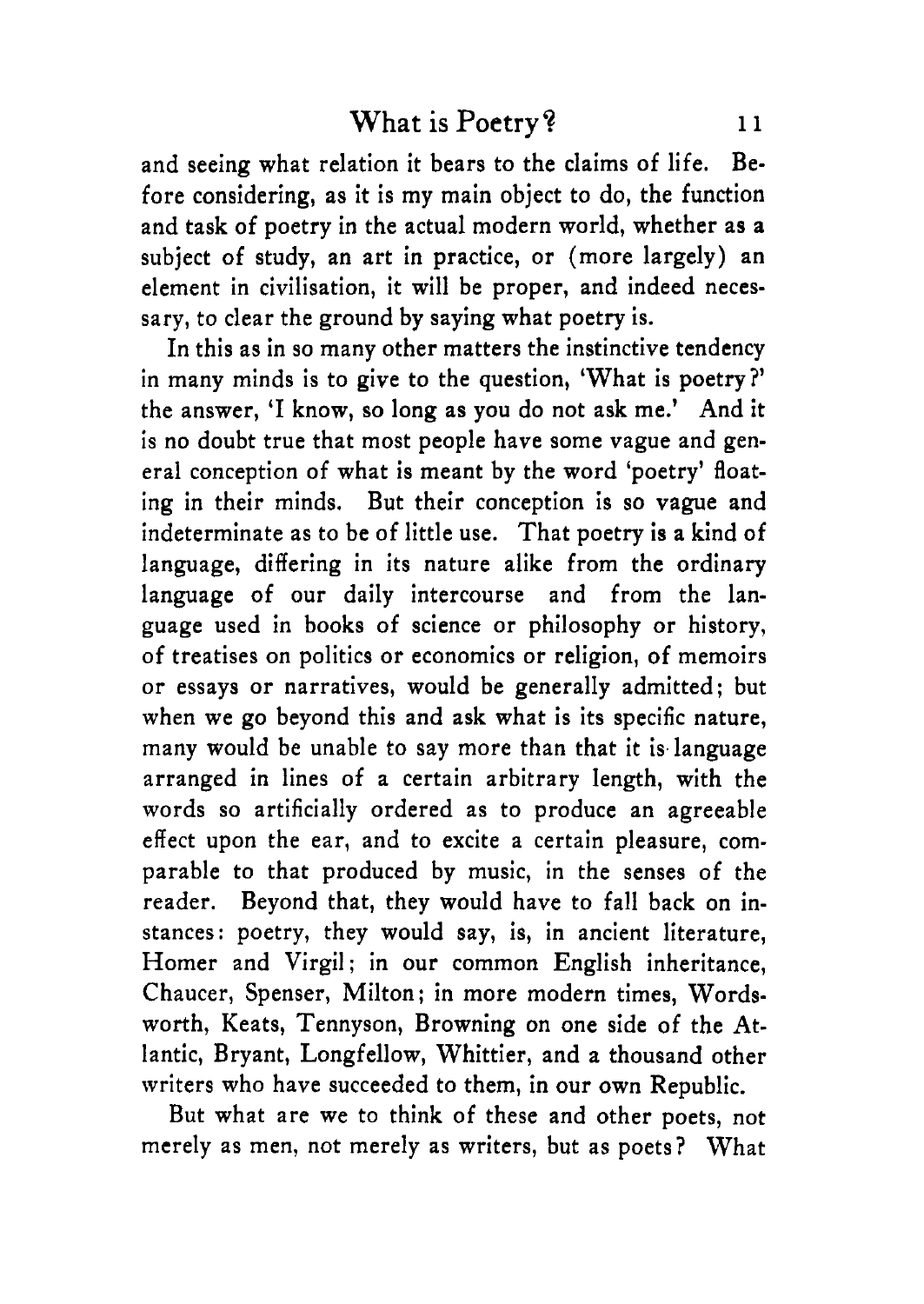and seeing what relation it bears to the claims of life. Before considering, as it is my main object to do, the function and task of poetry in the actual modern world, whether as a subject of study, an art in practice, or (more largely) an element in civilisation, it will be proper, and indeed necessary, to clear the ground by saying what poetry is.

In this as in so many other matters the instinctive tendency in many minds is to give to the question, 'What is poetry?' the answer, 'I know, so long as you do not ask me.' And it is no doubt true that most people have some vague and general conception of what is meant by the word 'poetry' floating in their minds. But their conception is so vague and indeterminate as to be of little use. That poetry is a kind of language, differing in its nature alike from the ordinary language of our daily intercourse and from the language used in books of science or philosophy or history, of treatises on politics or economics or religion, of memoirs or essays or narratives, would be generally admitted; but when we go beyond this and ask what is its specific nature, many would be unable to say more than that it is language arranged in lines of a certain arbitrary length, with the words so artificially ordered as to produce an agreeable effect upon the ear, and to excite a certain pleasure, comparable to that produced by music, in the senses of the reader. Beyond that, they would have to fall back on instances: poetry, they would say, is, in ancient literature, Homer and Virgil; in our common English inheritance, Chaucer, Spenser, Milton; in more modern times, Wordsworth, Keats, Tennyson, Browning on one side of the Atlantic, Bryant, Longfellow, Whittier, and a thousand other writers who have succeeded to them, in our own Republic.

But what are we to think of these and other poets, not merely as men, not merely as writers, but as poets? What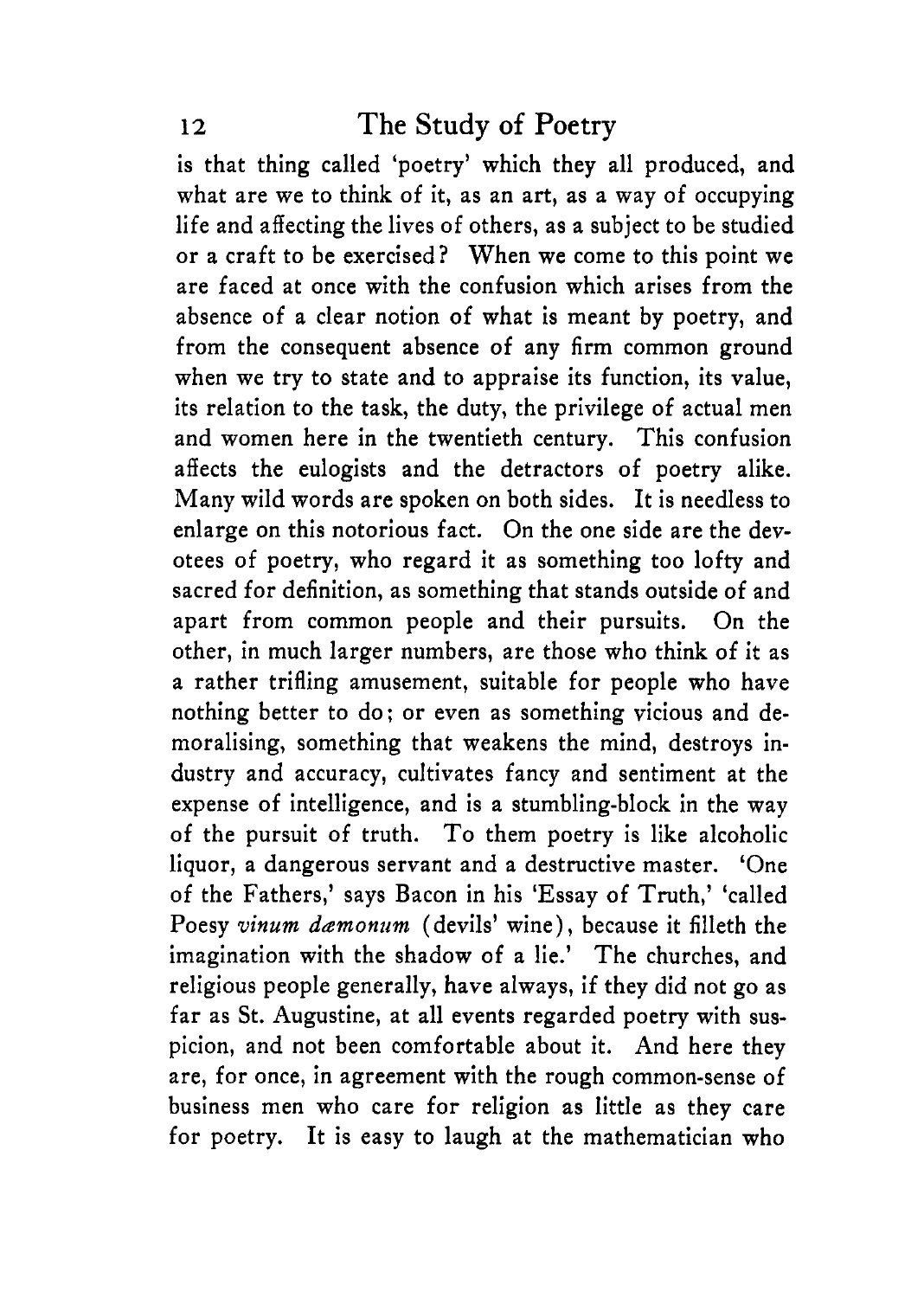is that thing called 'poetry' which they all produced, and what are we to think of it, as an art, as a way of occupying life and affecting the lives of others, as a subject to be studied or a craft to be exercised? When we come to this point we are faced at once with the confusion which arises from the absence of a clear notion of what is meant by poetry, and from the consequent absence of any firm common ground when we try to state and to appraise its function, its value, its relation to the task, the duty, the privilege of actual men and women here in the twentieth century. This confusion affects the eulogists and the detractors of poetry alike. Many wild words are spoken on both sides. It is needless to enlarge on this notorious fact. On the one side are the devotees of poetry, who regard it as something too lofty and sacred for definition, as something that stands outside of and apart from common people and their pursuits. On the other, in much larger numbers, are those who think of it as a rather trifling amusement, suitable for people who have nothing better to do; or even as something vicious and demoralising, something that weakens the mind, destroys industry and accuracy, cultivates fancy and sentiment at the expense of intelligence, and is a stumbling-block in the way of the pursuit of truth. To them poetry is like alcoholic liquor, a dangerous servant and a destructive master. 'One of the Fathers,' says Bacon in his 'Essay of Truth,' 'called Poesy *vinum dæmonum* (devils' wine), because it filleth the imagination with the shadow of a lie.' The churches, and religious people generally, have always, if they did not go as far as St. Augustine, at all events regarded poetry with suspicion, and not been comfortable about it. And here they are, for once, in agreement with the rough common-sense of business men who care for religion as little as they care for poetry. It is easy to laugh at the mathematician who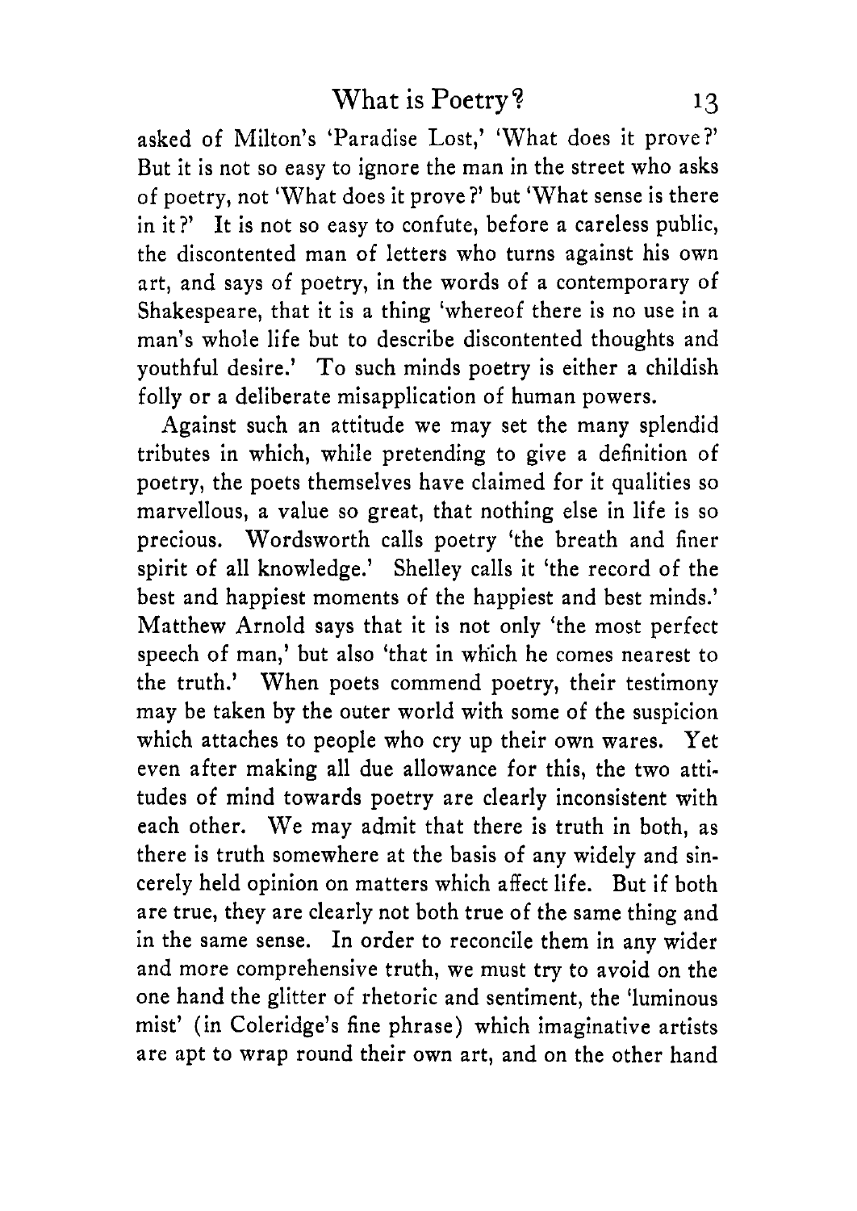asked of Milton's 'Paradise Lost,' 'What does it prove?' But it is not so easy to ignore the man in the street who asks of poetry, not 'What does it prove?' but 'What sense is there in it?' It is not so easy to confute, before a careless public, the discontented man of letters who turns against his own art, and says of poetry, in the words of a contemporary of Shakespeare, that it is a thing 'whereof there is no use in a man's whole life but to describe discontented thoughts and youthful desire.' To such minds poetry is either a childish folly or a deliberate misapplication of human powers.

Against such an attitude we may set the many splendid tributes in which, while pretending to give a definition of poetry, the poets themselves have claimed for it qualities so marvellous, a value so great, that nothing else in life is so precious. Wordsworth calls poetry 'the breath and finer spirit of all knowledge.' Shelley calls it 'the record of the best and happiest moments of the happiest and best minds.' Matthew Arnold says that it is not only 'the most perfect speech of man,' but also 'that in which he comes nearest to the truth.' When poets commend poetry, their testimony may be taken by the outer world with some of the suspicion which attaches to people who cry up their own wares. Yet even after making all due allowance for this, the two attitudes of mind towards poetry are clearly inconsistent with each other. We may admit that there is truth in both, as there is truth somewhere at the basis of any widely and sincerely held opinion on matters which affect life. But if both are true, they are clearly not both true of the same thing and in the same sense. In order to reconcile them in any wider and more comprehensive truth, we must try to avoid on the one hand the glitter of rhetoric and sentiment, the 'luminous mist' (in Coleridge's fine phrase) which imaginative artists are apt to wrap round their own art, and on the other hand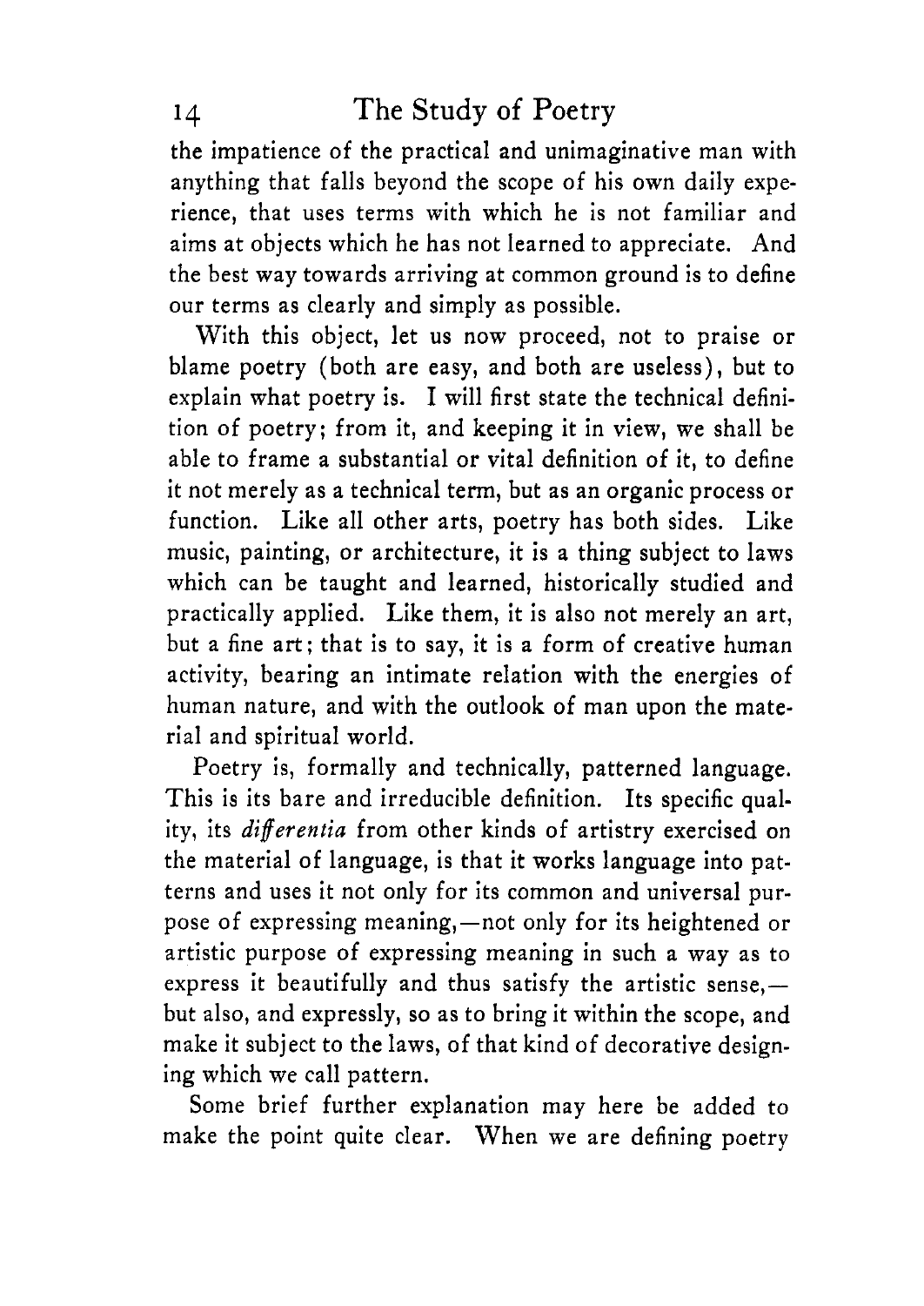the impatience of the practical and unimaginative man with anything that falls beyond the scope of his own daily experience, that uses terms with which he is not familiar and aims at objects which he has not learned to appreciate. And the best way towards arriving at common ground is to define our terms as clearly and simply as possible.

With this object, let us now proceed, not to praise or blame poetry (both are easy, and both are useless), but to explain what poetry is. I will first state the technical definition of poetry; from it, and keeping it in view, we shall be able to frame a substantial or vital definition of it, to define it not merely as a technical term, but as an organic process or function. Like all other arts, poetry has both sides. Like music, painting, or architecture, it is a thing subject to laws which can be taught and learned, historically studied and practically applied. Like them, it is also not merely an art, but a fine art; that is to say, it is a form of creative human activity, bearing an intimate relation with the energies of human nature, and with the outlook of man upon the material and spiritual world.

Poetry is, formally and technically, patterned language. This is its bare and irreducible definition. Its specific quality, its *differentia* from other kinds of artistry exercised on the material of language, is that it works language into patterns and uses it not only for its common and universal purpose of expressing meaning,—not only for its heightened or artistic purpose of expressing meaning in such a way as to express it beautifully and thus satisfy the artistic sense,—but also, and expressly, so as to bring it within the scope, and make it subject to the laws, of that kind of decorative designing which we call pattern.

Some brief further explanation may here be added to make the point quite clear. When we are defining poetry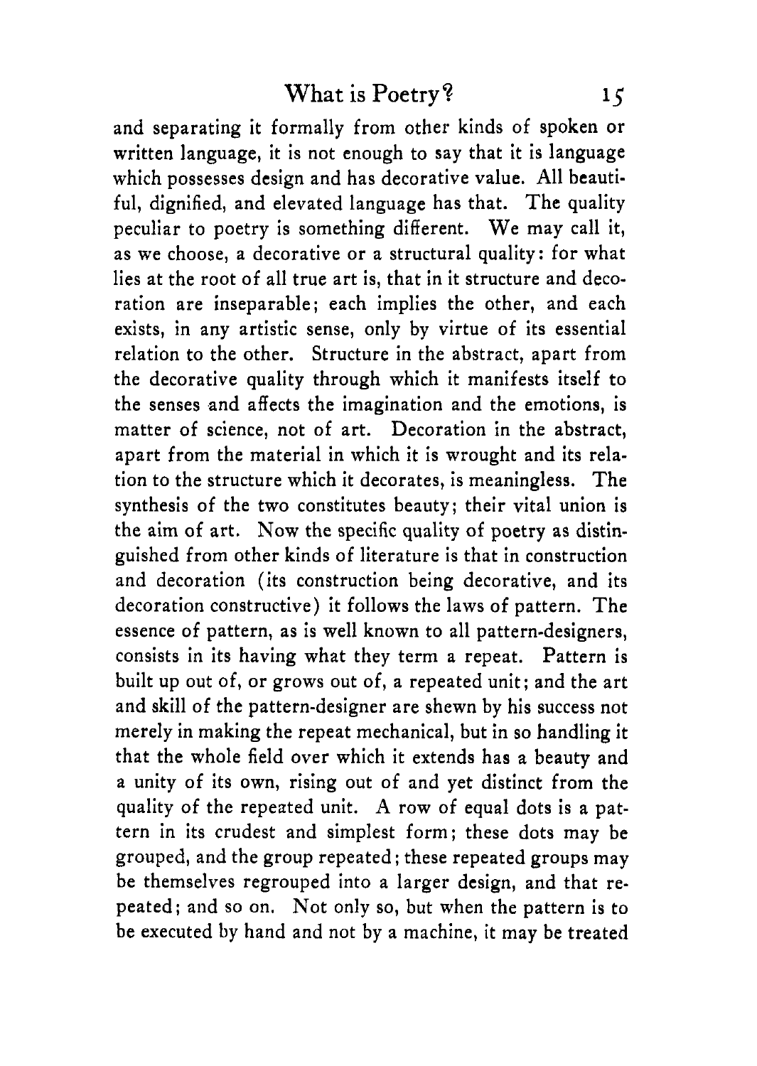and separating it formally from other kinds of spoken or written language, it is not enough to say that it is language which possesses design and has decorative value. All beautiful, dignified, and elevated language has that. The quality peculiar to poetry is something different. We may call it, as we choose, a decorative or a structural quality: for what lies at the root of all true art is, that in it structure and decoration are inseparable; each implies the other, and each exists, in any artistic sense, only by virtue of its essential relation to the other. Structure in the abstract, apart from the decorative quality through which it manifests itself to the senses and affects the imagination and the emotions, is matter of science, not of art. Decoration in the abstract, apart from the material in which it is wrought and its relation to the structure which it decorates, is meaningless. The synthesis of the two constitutes beauty; their vital union is the aim of art. Now the specific quality of poetry as distinguished from other kinds of literature is that in construction and decoration (its construction being decorative, and its decoration constructive) it follows the laws of pattern. The essence of pattern, as is well known to all pattern-designers, consists in its having what they term a repeat. Pattern is built up out of, or grows out of, a repeated unit; and the art and skill of the pattern-designer are shewn by his success not merely in making the repeat mechanical, but in so handling it that the whole field over which it extends has a beauty and a unity of its own, rising out of and yet distinct from the quality of the repeated unit. A row of equal dots is a pattern in its crudest and simplest form; these dots may be grouped, and the group repeated; these repeated groups may be themselves regrouped into a larger design, and that repeated; and so on. Not only so, but when the pattern is to be executed by hand and not by a machine, it may be treated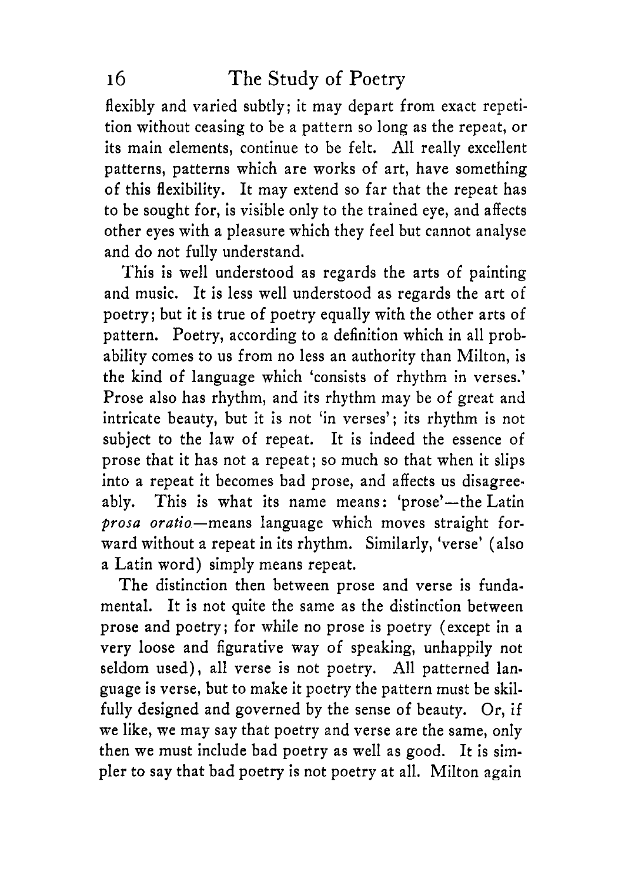flexibly and varied subtly; it may depart from exact repetition without ceasing to be a pattern so long as the repeat, or its main elements, continue to be felt. All really excellent patterns, patterns which are works of art, have something of this flexibility. It may extend so far that the repeat has to be sought for, is visible only to the trained eye, and affects other eyes with a pleasure which they feel but cannot analyse and do not fully understand.

This is well understood as regards the arts of painting and music. It is less well understood as regards the art of poetry; but it is true of poetry equally with the other arts of pattern. Poetry, according to a definition which in all probability comes to us from no less an authority than Milton, is the kind of language which 'consists of rhythm in verses.' Prose also has rhythm, and its rhythm may be of great and intricate beauty, but it is not 'in verses'; its rhythm is not subject to the law of repeat. It is indeed the essence of prose that it has not a repeat; so much so that when it slips into a repeat it becomes bad prose, and affects us disagreeably. This is what its name means: 'prose'—the Latin *prosa oratio*—means language which moves straight forward without a repeat in its rhythm. Similarly, 'verse' (also a Latin word) simply means repeat.

The distinction then between prose and verse is fundamental. It is not quite the same as the distinction between prose and poetry; for while no prose is poetry (except in a very loose and figurative way of speaking, unhappily not seldom used), all verse is not poetry. All patterned language is verse, but to make it poetry the pattern must be skilfully designed and governed by the sense of beauty. Or, if we like, we may say that poetry and verse are the same, only then we must include bad poetry as well as good. It is simpler to say that bad poetry is not poetry at all. Milton again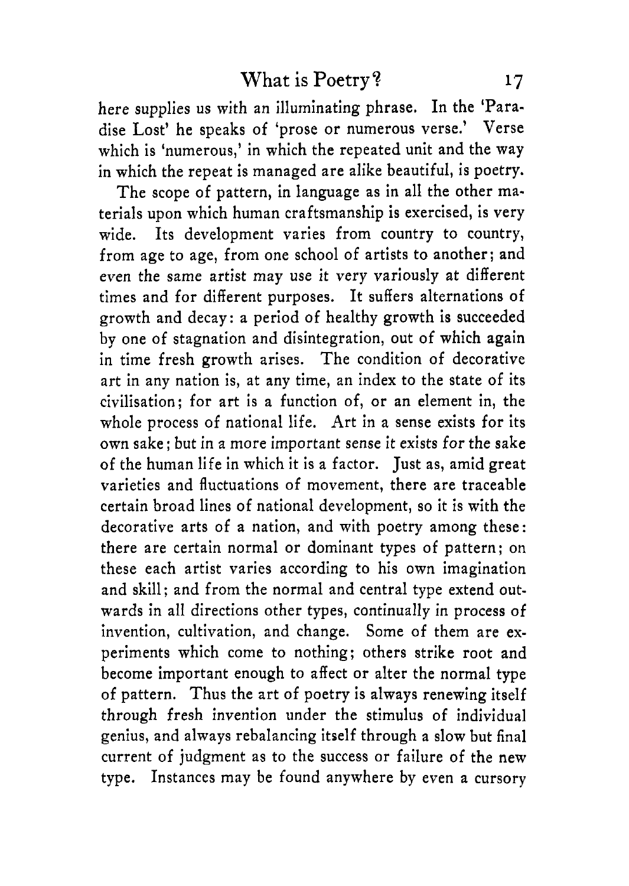here supplies us with an illuminating phrase. In the 'Paradise Lost' he speaks of 'prose or numerous verse.' Verse which is 'numerous,' in which the repeated unit and the way in which the repeat is managed are alike beautiful, is poetry.

The scope of pattern, in language as in all the other materials upon which human craftsmanship is exercised, is very wide. Its development varies from country to country, from age to age, from one school of artists to another; and even the same artist may use it very variously at different times and for different purposes. It suffers alternations of growth and decay: a period of healthy growth is succeeded by one of stagnation and disintegration, out of which again in time fresh growth arises. The condition of decorative art in any nation is, at any time, an index to the state of its civilisation; for art is a function of, or an element in, the whole process of national life. Art in a sense exists for its own sake; but in a more important sense it exists for the sake of the human life in which it is a factor. Just as, amid great varieties and fluctuations of movement, there are traceable certain broad lines of national development, so it is with the decorative arts of a nation, and with poetry among these: there are certain normal or dominant types of pattern; on these each artist varies according to his own imagination and skill; and from the normal and central type extend outwards in all directions other types, continually in process of invention, cultivation, and change. Some of them are experiments which come to nothing; others strike root and become important enough to affect or alter the normal type of pattern. Thus the art of poetry is always renewing itself through fresh invention under the stimulus of individual genius, and always rebalancing itself through a slow but final current of judgment as to the success or failure of the new type. Instances may be found anywhere by even a cursory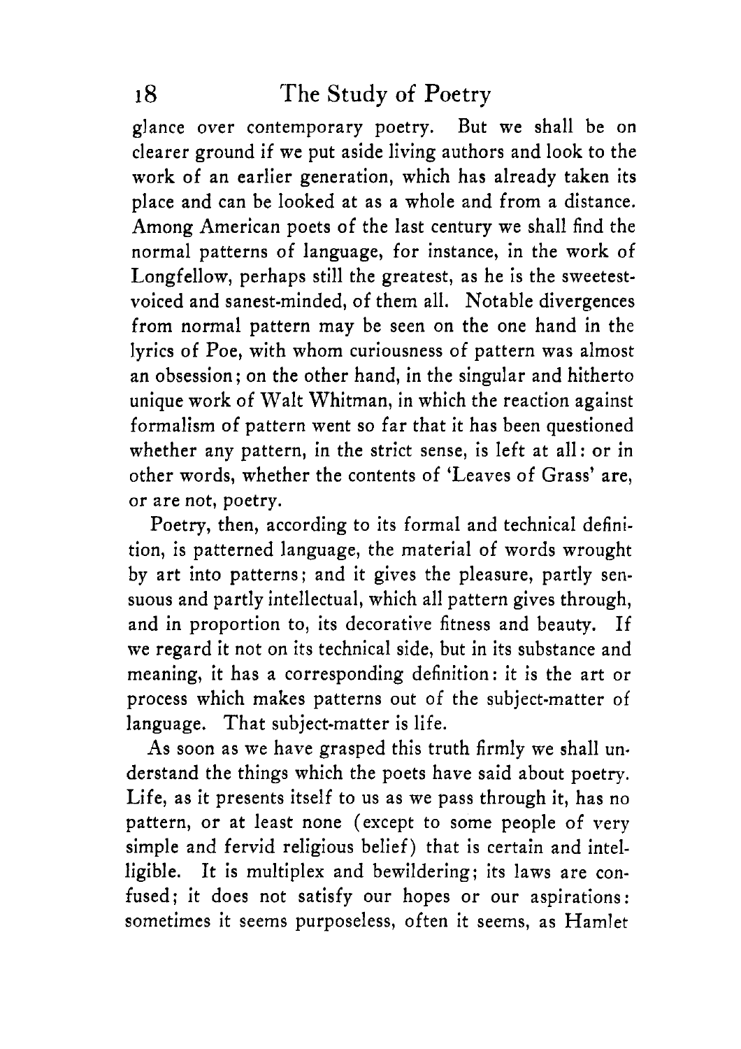glance over contemporary poetry. But we shall be on clearer ground if we put aside living authors and look to the work of an earlier generation, which has already taken its place and can be looked at as a whole and from a distance. Among American poets of the last century we shall find the normal patterns of language, for instance, in the work of Longfellow, perhaps still the greatest, as he is the sweetest-voiced and sanest-minded, of them all. Notable divergences from normal pattern may be seen on the one hand in the lyrics of Poe, with whom curiousness of pattern was almost an obsession; on the other hand, in the singular and hitherto unique work of Walt Whitman, in which the reaction against formalism of pattern went so far that it has been questioned whether any pattern, in the strict sense, is left at all: or in other words, whether the contents of 'Leaves of Grass' are, or are not, poetry.

Poetry, then, according to its formal and technical definition, is patterned language, the material of words wrought by art into patterns; and it gives the pleasure, partly sensuous and partly intellectual, which all pattern gives through, and in proportion to, its decorative fitness and beauty. If we regard it not on its technical side, but in its substance and meaning, it has a corresponding definition: it is the art or process which makes patterns out of the subject-matter of language. That subject-matter is life.

As soon as we have grasped this truth firmly we shall understand the things which the poets have said about poetry. Life, as it presents itself to us as we pass through it, has no pattern, or at least none (except to some people of very simple and fervid religious belief) that is certain and intelligible. It is multiplex and bewildering; its laws are confused; it does not satisfy our hopes or our aspirations: sometimes it seems purposeless, often it seems, as Hamlet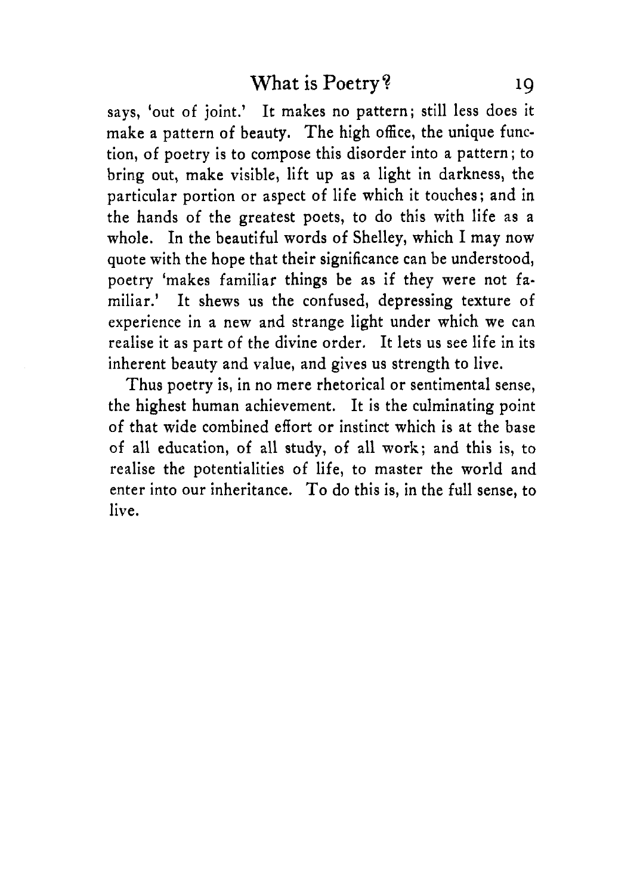says, 'out of joint.' It makes no pattern; still less does it make a pattern of beauty. The high office, the unique function, of poetry is to compose this disorder into a pattern; to bring out, make visible, lift up as a light in darkness, the particular portion or aspect of life which it touches; and in the hands of the greatest poets, to do this with life as a whole. In the beautiful words of Shelley, which I may now quote with the hope that their significance can be understood, poetry 'makes familiar things be as if they were not familiar.' It shews us the confused, depressing texture of experience in a new and strange light under which we can realise it as part of the divine order. It lets us see life in its inherent beauty and value, and gives us strength to live.

Thus poetry is, in no mere rhetorical or sentimental sense, the highest human achievement. It is the culminating point of that wide combined effort or instinct which is at the base of all education, of all study, of all work; and this is, to realise the potentialities of life, to master the world and enter into our inheritance. To do this is, in the full sense, to live.